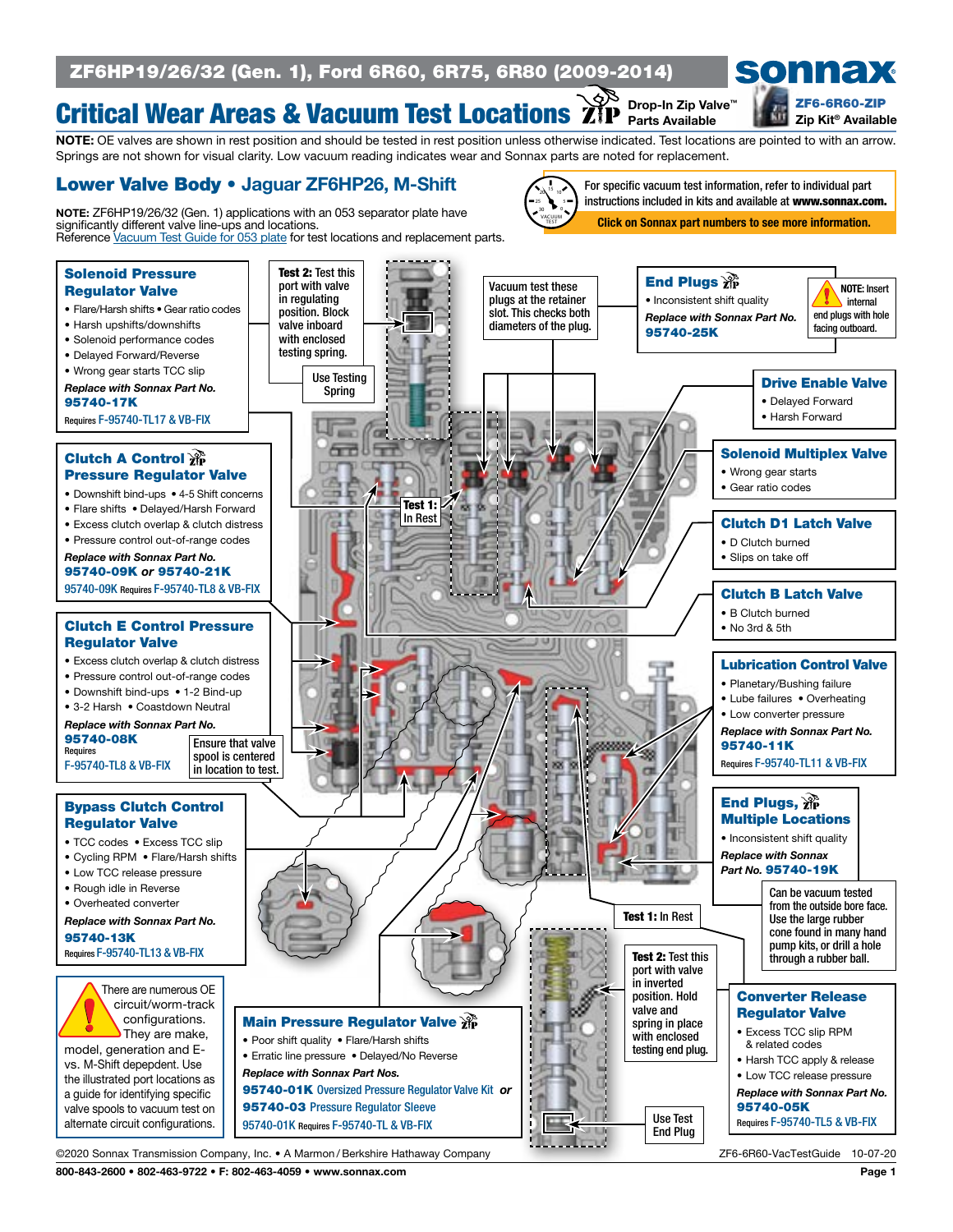# ZF6HP19/26/32 (Gen. 1), Ford 6R60, 6R75, 6R80 (2009-2014)

sonnax

## Critical Wear Areas & Vacuum Test Locations

Drop-In Zip Valve™ Parts Available

ZF6-6R60-ZIP Zip Kit® Available

**NOTE:** OE valves are shown in rest position and should be tested in rest position unless otherwise indicated. Test locations are pointed to with an arrow. Springs are not shown for visual clarity. Low vacuum reading indicates wear and Sonnax parts are noted for replacement.

## Lower Valve Body • Jaguar ZF6HP26, M-Shift

**NOTE:** ZF6HP19/26/32 (Gen. 1) applications with an 053 separator plate have significantly different valve line-ups and locations. Reference Vacuum Test Guide for 053 plate for test locations and replacement parts.

For specific vacuum test information, refer to individual part instructions included in kits and available at **www.sonnax.com.**

**Click on Sonnax part numbers to see more information.**

### Solenoid Pressure Regulator Valve

- Flare/Harsh shifts • Gear ratio codes
- Harsh upshifts/downshifts
- Solenoid performance codes
- Delayed Forward/Reverse
- Wrong gear starts TCC slip

***Replace with Sonnax Part No.***
**95740-17K**
Requires F-95740-TL17 & VB-FIX

**Test 2:** Test this port with valve in regulating position. Block valve inboard with enclosed testing spring.

Use Testing Spring

Vacuum test these plugs at the retainer slot. This checks both diameters of the plug.

### End Plugs

- Inconsistent shift quality

***Replace with Sonnax Part No.***
**95740-25K**

**NOTE:** Insert internal end plugs with hole facing outboard.

### Drive Enable Valve

- Delayed Forward
- Harsh Forward

### Clutch A Control Pressure Regulator Valve

- Downshift bind-ups • 4-5 Shift concerns
- Flare shifts • Delayed/Harsh Forward
- Excess clutch overlap & clutch distress
- Pressure control out-of-range codes

***Replace with Sonnax Part No.***
**95740-09K *or* 95740-21K**
95740-09K Requires F-95740-TL8 & VB-FIX

**Test 1:** In Rest

### Solenoid Multiplex Valve

- Wrong gear starts
- Gear ratio codes

### Clutch D1 Latch Valve

- D Clutch burned
- Slips on take off

### Clutch B Latch Valve

- B Clutch burned
- No 3rd & 5th

### Clutch E Control Pressure Regulator Valve

- Excess clutch overlap & clutch distress
- Pressure control out-of-range codes
- Downshift bind-ups • 1-2 Bind-up
- 3-2 Harsh • Coastdown Neutral

***Replace with Sonnax Part No.***
**95740-08K**
Requires F-95740-TL8 & VB-FIX

Ensure that valve spool is centered in location to test.

### Lubrication Control Valve

- Planetary/Bushing failure
- Lube failures • Overheating
- Low converter pressure

***Replace with Sonnax Part No.***
**95740-11K**
Requires F-95740-TL11 & VB-FIX

### Bypass Clutch Control Regulator Valve

- TCC codes • Excess TCC slip
- Cycling RPM • Flare/Harsh shifts
- Low TCC release pressure
- Rough idle in Reverse
- Overheated converter

***Replace with Sonnax Part No.***
**95740-13K**
Requires F-95740-TL13 & VB-FIX

### End Plugs, Multiple Locations

- Inconsistent shift quality

***Replace with Sonnax Part No.* 95740-19K**

Can be vacuum tested from the outside bore face. Use the large rubber cone found in many hand pump kits, or drill a hole through a rubber ball.

**Test 1:** In Rest

**Test 2:** Test this port with valve in inverted position. Hold valve and spring in place with enclosed testing end plug.

There are numerous OE circuit/worm-track configurations. They are make, model, generation and E- vs. M-Shift depepdent. Use the illustrated port locations as a guide for identifying specific valve spools to vacuum test on alternate circuit configurations.

### Main Pressure Regulator Valve

- Poor shift quality • Flare/Harsh shifts
- Erratic line pressure • Delayed/No Reverse

***Replace with Sonnax Part Nos.***
**95740-01K** Oversized Pressure Regulator Valve Kit ***or***
**95740-03** Pressure Regulator Sleeve
95740-01K Requires F-95740-TL & VB-FIX

Use Test End Plug

### Converter Release Regulator Valve

- Excess TCC slip RPM & related codes
- Harsh TCC apply & release
- Low TCC release pressure

***Replace with Sonnax Part No.***
**95740-05K**
Requires F-95740-TL5 & VB-FIX

©2020 Sonnax Transmission Company, Inc. • A Marmon/Berkshire Hathaway Company

ZF6-6R60-VacTestGuide 10-07-20

800-843-2600 • 802-463-9722 • F: 802-463-4059 • www.sonnax.com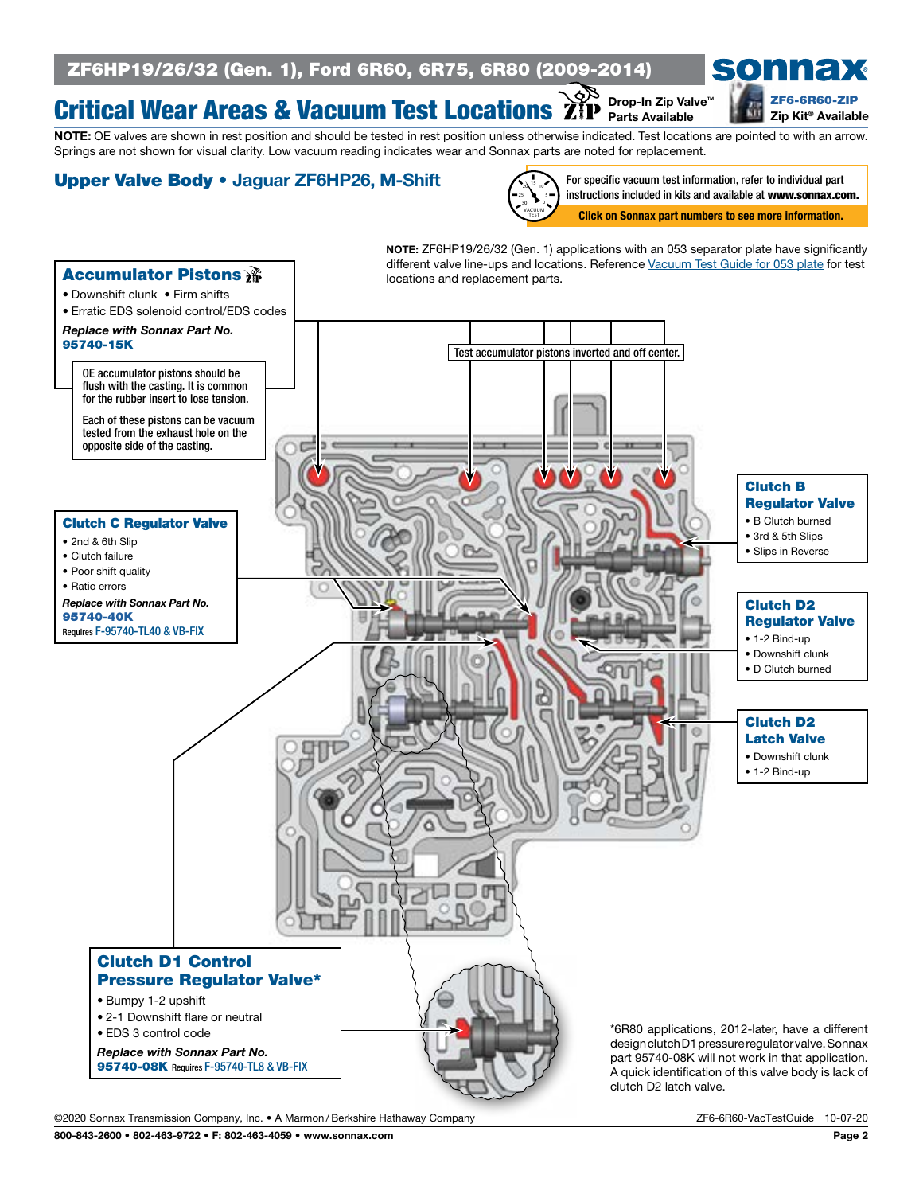# Critical Wear Areas & Vacuum Test Locations

ZF6HP19/26/32 (Gen. 1), Ford 6R60, 6R75, 6R80 (2009-2014)

Drop-In Zip Valve™ Parts Available

ZF6-6R60-ZIP Zip Kit® Available

**NOTE:** OE valves are shown in rest position and should be tested in rest position unless otherwise indicated. Test locations are pointed to with an arrow. Springs are not shown for visual clarity. Low vacuum reading indicates wear and Sonnax parts are noted for replacement.

## Upper Valve Body • Jaguar ZF6HP26, M-Shift

For specific vacuum test information, refer to individual part instructions included in kits and available at **www.sonnax.com.**

**Click on Sonnax part numbers to see more information.**

**NOTE:** ZF6HP19/26/32 (Gen. 1) applications with an 053 separator plate have significantly different valve line-ups and locations. Reference Vacuum Test Guide for 053 plate for test locations and replacement parts.

### Accumulator Pistons

- Downshift clunk
- Firm shifts
- Erratic EDS solenoid control/EDS codes

*Replace with Sonnax Part No.*
**95740-15K**

OE accumulator pistons should be flush with the casting. It is common for the rubber insert to lose tension.

Each of these pistons can be vacuum tested from the exhaust hole on the opposite side of the casting.

Test accumulator pistons inverted and off center.

### Clutch C Regulator Valve

- 2nd & 6th Slip
- Clutch failure
- Poor shift quality
- Ratio errors

*Replace with Sonnax Part No.*
**95740-40K**
Requires F-95740-TL40 & VB-FIX

### Clutch B Regulator Valve

- B Clutch burned
- 3rd & 5th Slips
- Slips in Reverse

### Clutch D2 Regulator Valve

- 1-2 Bind-up
- Downshift clunk
- D Clutch burned

### Clutch D2 Latch Valve

- Downshift clunk
- 1-2 Bind-up

### Clutch D1 Control Pressure Regulator Valve*

- Bumpy 1-2 upshift
- 2-1 Downshift flare or neutral
- EDS 3 control code

*Replace with Sonnax Part No.*
**95740-08K** Requires F-95740-TL8 & VB-FIX

*6R80 applications, 2012-later, have a different design clutch D1 pressure regulator valve. Sonnax part 95740-08K will not work in that application. A quick identification of this valve body is lack of clutch D2 latch valve.

©2020 Sonnax Transmission Company, Inc. • A Marmon / Berkshire Hathaway Company

ZF6-6R60-VacTestGuide 10-07-20

800-843-2600 • 802-463-9722 • F: 802-463-4059 • www.sonnax.com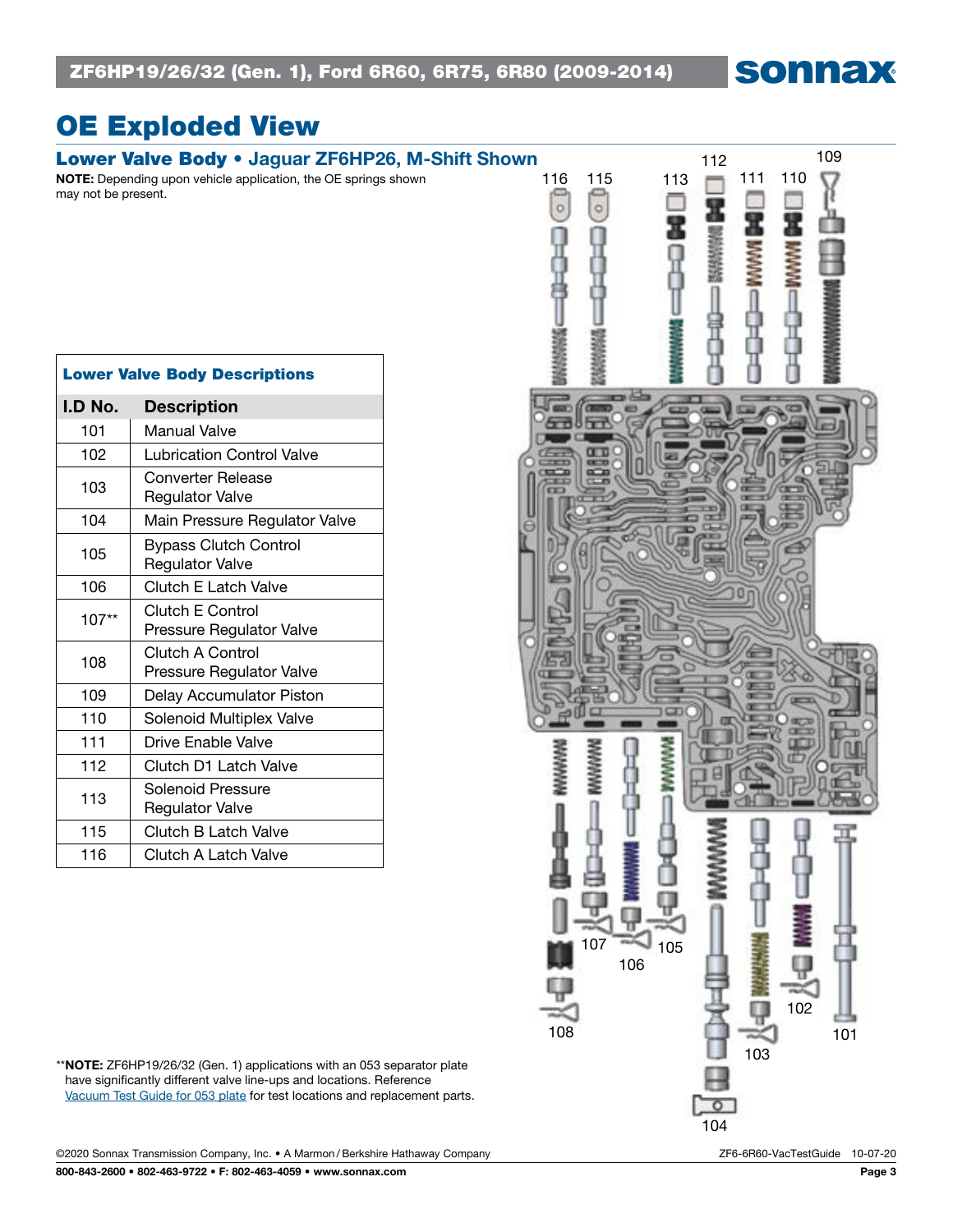# OE Exploded View

## Lower Valve Body • Jaguar ZF6HP26, M-Shift Shown

**NOTE:** Depending upon vehicle application, the OE springs shown may not be present.

**Lower Valve Body Descriptions**

| I.D No. | Description |
|---|---|
| 101 | Manual Valve |
| 102 | Lubrication Control Valve |
| 103 | Converter Release Regulator Valve |
| 104 | Main Pressure Regulator Valve |
| 105 | Bypass Clutch Control Regulator Valve |
| 106 | Clutch E Latch Valve |
| 107** | Clutch E Control Pressure Regulator Valve |
| 108 | Clutch A Control Pressure Regulator Valve |
| 109 | Delay Accumulator Piston |
| 110 | Solenoid Multiplex Valve |
| 111 | Drive Enable Valve |
| 112 | Clutch D1 Latch Valve |
| 113 | Solenoid Pressure Regulator Valve |
| 115 | Clutch B Latch Valve |
| 116 | Clutch A Latch Valve |

116 115 113 112 111 110 109

108 107 106 105 104 103 102 101

**NOTE: ZF6HP19/26/32 (Gen. 1) applications with an 053 separator plate have significantly different valve line-ups and locations. Reference Vacuum Test Guide for 053 plate for test locations and replacement parts.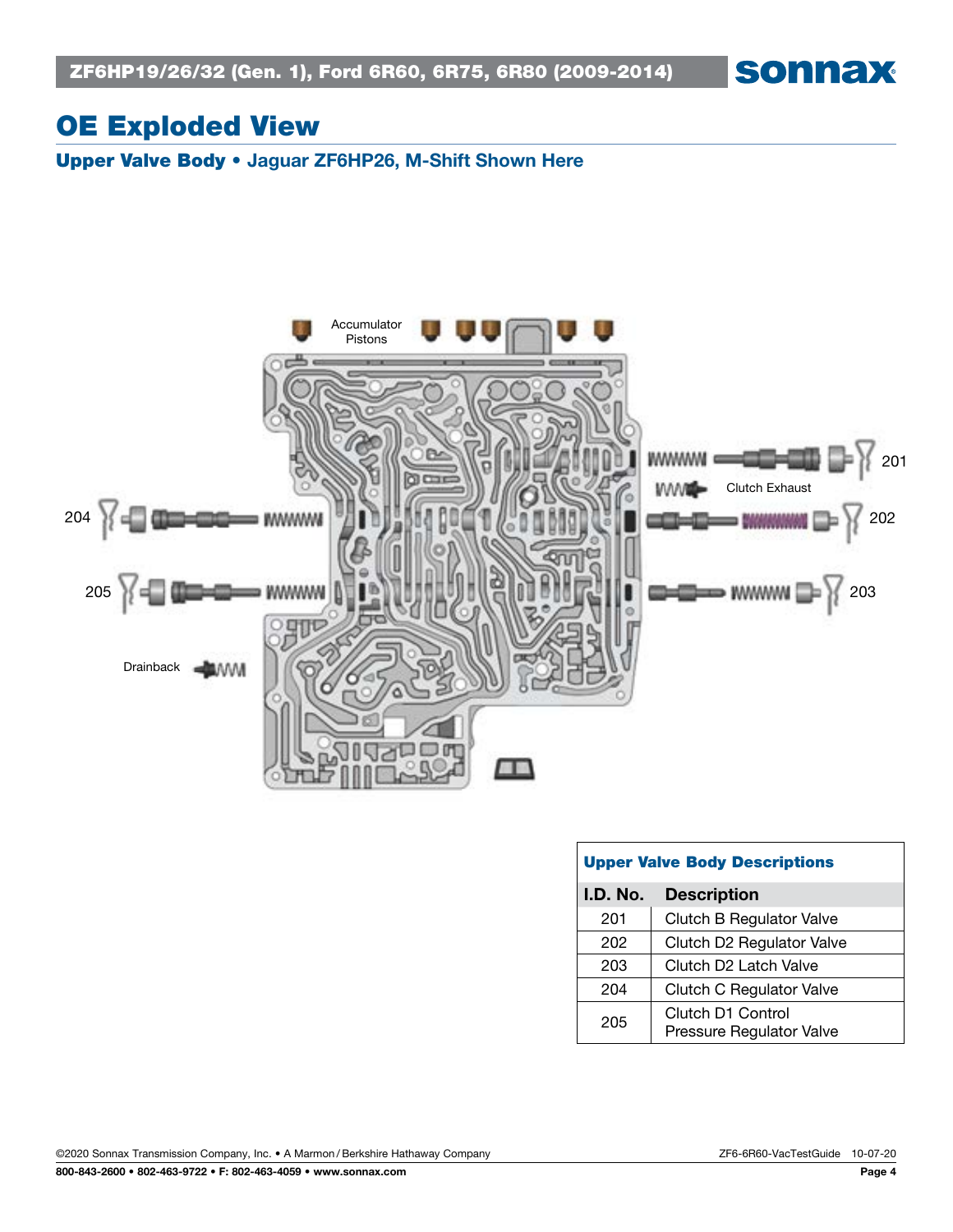# OE Exploded View

## Upper Valve Body • Jaguar ZF6HP26, M-Shift Shown Here

Accumulator Pistons

201

Clutch Exhaust

202

203

204

205

Drainback

**Upper Valve Body Descriptions**

| I.D. No. | Description |
|---|---|
| 201 | Clutch B Regulator Valve |
| 202 | Clutch D2 Regulator Valve |
| 203 | Clutch D2 Latch Valve |
| 204 | Clutch C Regulator Valve |
| 205 | Clutch D1 Control Pressure Regulator Valve |